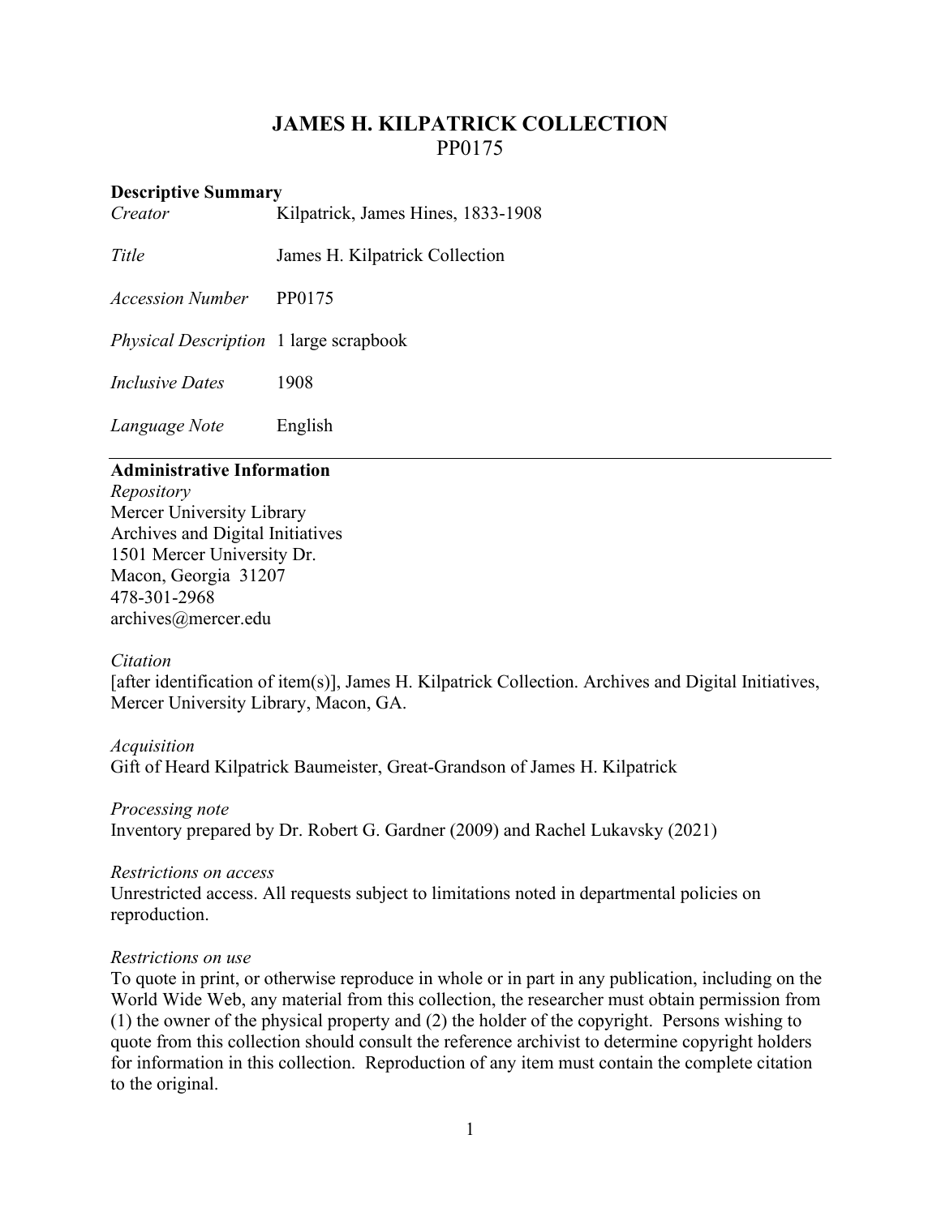# JAMES H. KILPATRICK COLLECTION
PP0175

**Descriptive Summary**

| | |
|---|---|
| *Creator* | Kilpatrick, James Hines, 1833-1908 |
| *Title* | James H. Kilpatrick Collection |
| *Accession Number* | PP0175 |
| *Physical Description* | 1 large scrapbook |
| *Inclusive Dates* | 1908 |
| *Language Note* | English |

---

**Administrative Information**

*Repository*
Mercer University Library
Archives and Digital Initiatives
1501 Mercer University Dr.
Macon, Georgia 31207
478-301-2968
archives@mercer.edu

*Citation*
[after identification of item(s)], James H. Kilpatrick Collection. Archives and Digital Initiatives, Mercer University Library, Macon, GA.

*Acquisition*
Gift of Heard Kilpatrick Baumeister, Great-Grandson of James H. Kilpatrick

*Processing note*
Inventory prepared by Dr. Robert G. Gardner (2009) and Rachel Lukavsky (2021)

*Restrictions on access*
Unrestricted access. All requests subject to limitations noted in departmental policies on reproduction.

*Restrictions on use*
To quote in print, or otherwise reproduce in whole or in part in any publication, including on the World Wide Web, any material from this collection, the researcher must obtain permission from (1) the owner of the physical property and (2) the holder of the copyright. Persons wishing to quote from this collection should consult the reference archivist to determine copyright holders for information in this collection. Reproduction of any item must contain the complete citation to the original.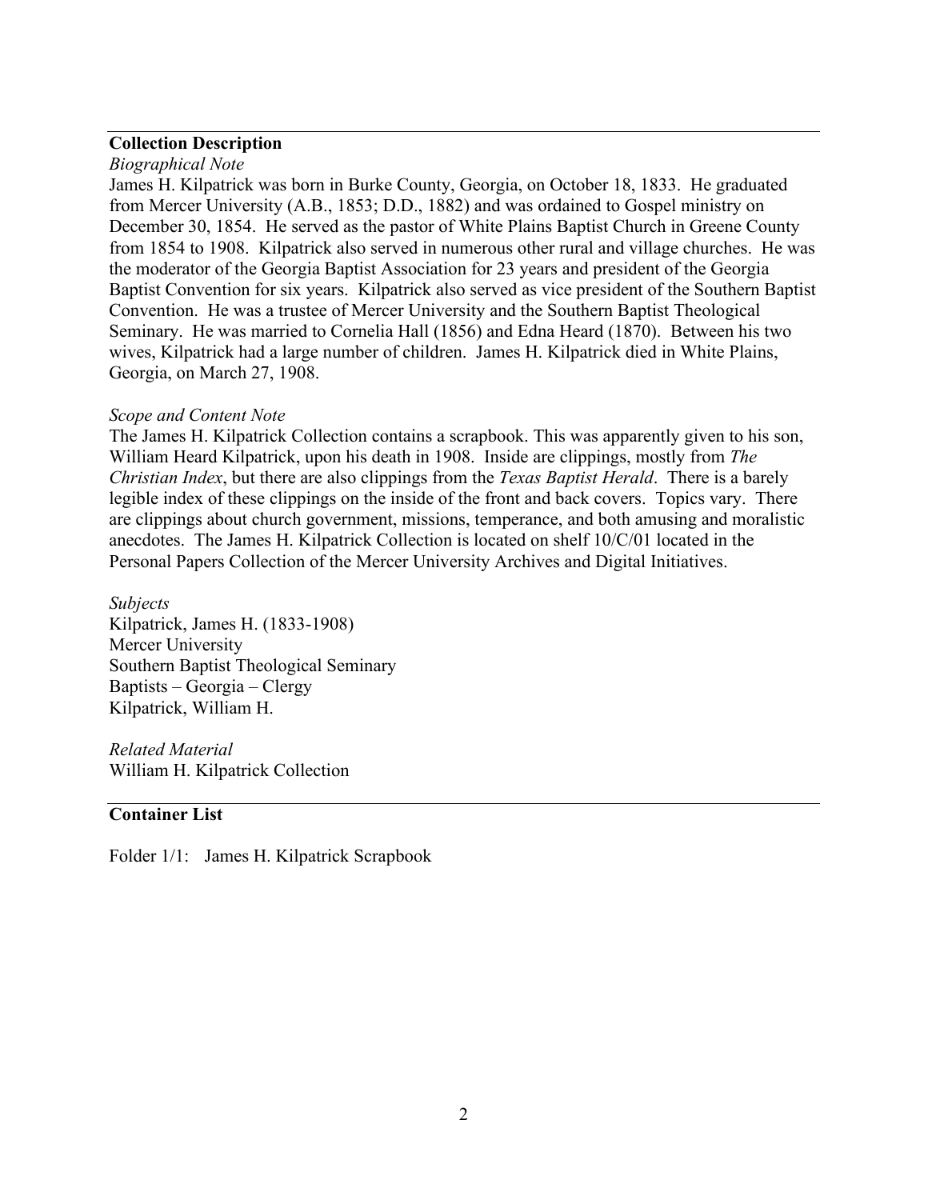## Collection Description

*Biographical Note*

James H. Kilpatrick was born in Burke County, Georgia, on October 18, 1833. He graduated from Mercer University (A.B., 1853; D.D., 1882) and was ordained to Gospel ministry on December 30, 1854. He served as the pastor of White Plains Baptist Church in Greene County from 1854 to 1908. Kilpatrick also served in numerous other rural and village churches. He was the moderator of the Georgia Baptist Association for 23 years and president of the Georgia Baptist Convention for six years. Kilpatrick also served as vice president of the Southern Baptist Convention. He was a trustee of Mercer University and the Southern Baptist Theological Seminary. He was married to Cornelia Hall (1856) and Edna Heard (1870). Between his two wives, Kilpatrick had a large number of children. James H. Kilpatrick died in White Plains, Georgia, on March 27, 1908.

*Scope and Content Note*

The James H. Kilpatrick Collection contains a scrapbook. This was apparently given to his son, William Heard Kilpatrick, upon his death in 1908. Inside are clippings, mostly from *The Christian Index*, but there are also clippings from the *Texas Baptist Herald*. There is a barely legible index of these clippings on the inside of the front and back covers. Topics vary. There are clippings about church government, missions, temperance, and both amusing and moralistic anecdotes. The James H. Kilpatrick Collection is located on shelf 10/C/01 located in the Personal Papers Collection of the Mercer University Archives and Digital Initiatives.

*Subjects*

Kilpatrick, James H. (1833-1908)
Mercer University
Southern Baptist Theological Seminary
Baptists – Georgia – Clergy
Kilpatrick, William H.

*Related Material*

William H. Kilpatrick Collection

## Container List

Folder 1/1: James H. Kilpatrick Scrapbook